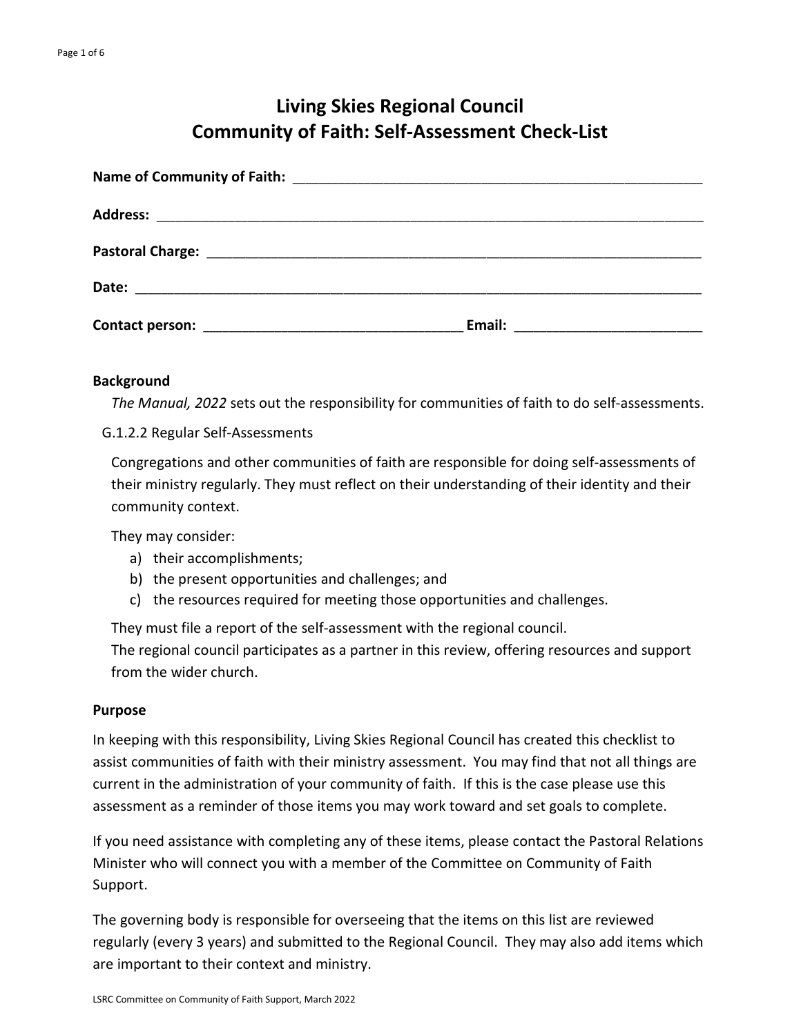# Living Skies Regional Council
# Community of Faith: Self-Assessment Check-List

**Name of Community of Faith:** ______________________________________________________

**Address:** ______________________________________________________________________

**Pastoral Charge:** ________________________________________________________________

**Date:** _________________________________________________________________________

**Contact person:** _________________________________ **Email:** ________________________

**Background**

*The Manual, 2022* sets out the responsibility for communities of faith to do self-assessments.

G.1.2.2 Regular Self-Assessments

Congregations and other communities of faith are responsible for doing self-assessments of their ministry regularly. They must reflect on their understanding of their identity and their community context.

They may consider:

a) their accomplishments;
b) the present opportunities and challenges; and
c) the resources required for meeting those opportunities and challenges.

They must file a report of the self-assessment with the regional council.
The regional council participates as a partner in this review, offering resources and support from the wider church.

**Purpose**

In keeping with this responsibility, Living Skies Regional Council has created this checklist to assist communities of faith with their ministry assessment. You may find that not all things are current in the administration of your community of faith. If this is the case please use this assessment as a reminder of those items you may work toward and set goals to complete.

If you need assistance with completing any of these items, please contact the Pastoral Relations Minister who will connect you with a member of the Committee on Community of Faith Support.

The governing body is responsible for overseeing that the items on this list are reviewed regularly (every 3 years) and submitted to the Regional Council. They may also add items which are important to their context and ministry.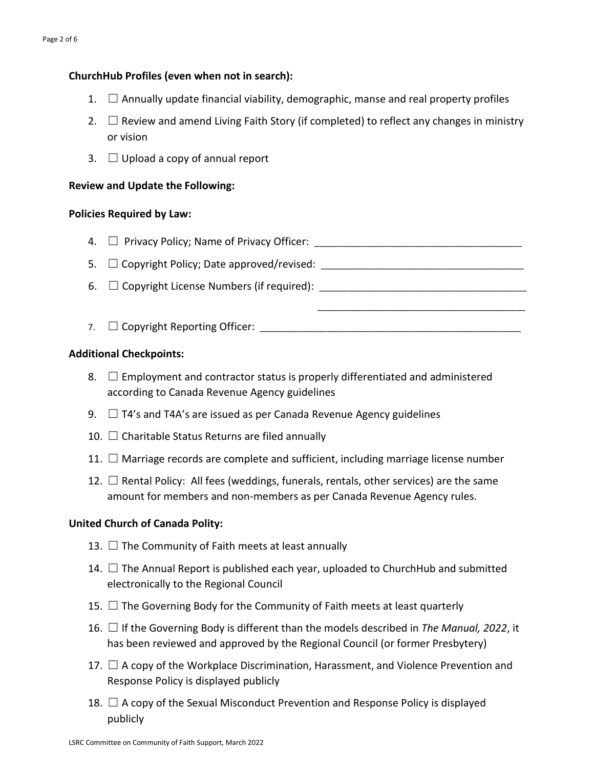**ChurchHub Profiles (even when not in search):**

1. ☐ Annually update financial viability, demographic, manse and real property profiles
2. ☐ Review and amend Living Faith Story (if completed) to reflect any changes in ministry or vision
3. ☐ Upload a copy of annual report

**Review and Update the Following:**

**Policies Required by Law:**

4. ☐ Privacy Policy; Name of Privacy Officer: ___________________________________
5. ☐ Copyright Policy; Date approved/revised: ___________________________________
6. ☐ Copyright License Numbers (if required): ___________________________________

   ___________________________________

7. ☐ Copyright Reporting Officer: ___________________________________________

**Additional Checkpoints:**

8. ☐ Employment and contractor status is properly differentiated and administered according to Canada Revenue Agency guidelines
9. ☐ T4's and T4A's are issued as per Canada Revenue Agency guidelines
10. ☐ Charitable Status Returns are filed annually
11. ☐ Marriage records are complete and sufficient, including marriage license number
12. ☐ Rental Policy: All fees (weddings, funerals, rentals, other services) are the same amount for members and non-members as per Canada Revenue Agency rules.

**United Church of Canada Polity:**

13. ☐ The Community of Faith meets at least annually
14. ☐ The Annual Report is published each year, uploaded to ChurchHub and submitted electronically to the Regional Council
15. ☐ The Governing Body for the Community of Faith meets at least quarterly
16. ☐ If the Governing Body is different than the models described in *The Manual, 2022*, it has been reviewed and approved by the Regional Council (or former Presbytery)
17. ☐ A copy of the Workplace Discrimination, Harassment, and Violence Prevention and Response Policy is displayed publicly
18. ☐ A copy of the Sexual Misconduct Prevention and Response Policy is displayed publicly

LSRC Committee on Community of Faith Support, March 2022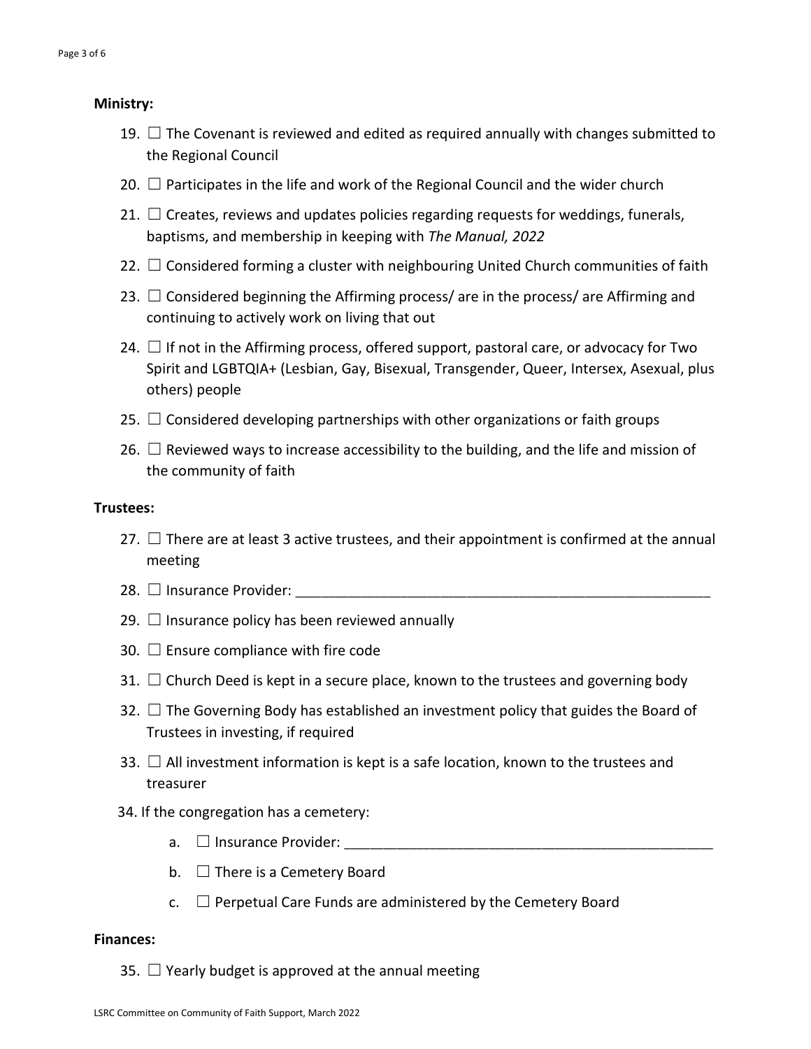**Ministry:**

19. ☐ The Covenant is reviewed and edited as required annually with changes submitted to the Regional Council
20. ☐ Participates in the life and work of the Regional Council and the wider church
21. ☐ Creates, reviews and updates policies regarding requests for weddings, funerals, baptisms, and membership in keeping with *The Manual, 2022*
22. ☐ Considered forming a cluster with neighbouring United Church communities of faith
23. ☐ Considered beginning the Affirming process/ are in the process/ are Affirming and continuing to actively work on living that out
24. ☐ If not in the Affirming process, offered support, pastoral care, or advocacy for Two Spirit and LGBTQIA+ (Lesbian, Gay, Bisexual, Transgender, Queer, Intersex, Asexual, plus others) people
25. ☐ Considered developing partnerships with other organizations or faith groups
26. ☐ Reviewed ways to increase accessibility to the building, and the life and mission of the community of faith

**Trustees:**

27. ☐ There are at least 3 active trustees, and their appointment is confirmed at the annual meeting
28. ☐ Insurance Provider: ______________________________________________________
29. ☐ Insurance policy has been reviewed annually
30. ☐ Ensure compliance with fire code
31. ☐ Church Deed is kept in a secure place, known to the trustees and governing body
32. ☐ The Governing Body has established an investment policy that guides the Board of Trustees in investing, if required
33. ☐ All investment information is kept is a safe location, known to the trustees and treasurer
34. If the congregation has a cemetery:
    a. ☐ Insurance Provider: ________________________________________________
    b. ☐ There is a Cemetery Board
    c. ☐ Perpetual Care Funds are administered by the Cemetery Board

**Finances:**

35. ☐ Yearly budget is approved at the annual meeting

LSRC Committee on Community of Faith Support, March 2022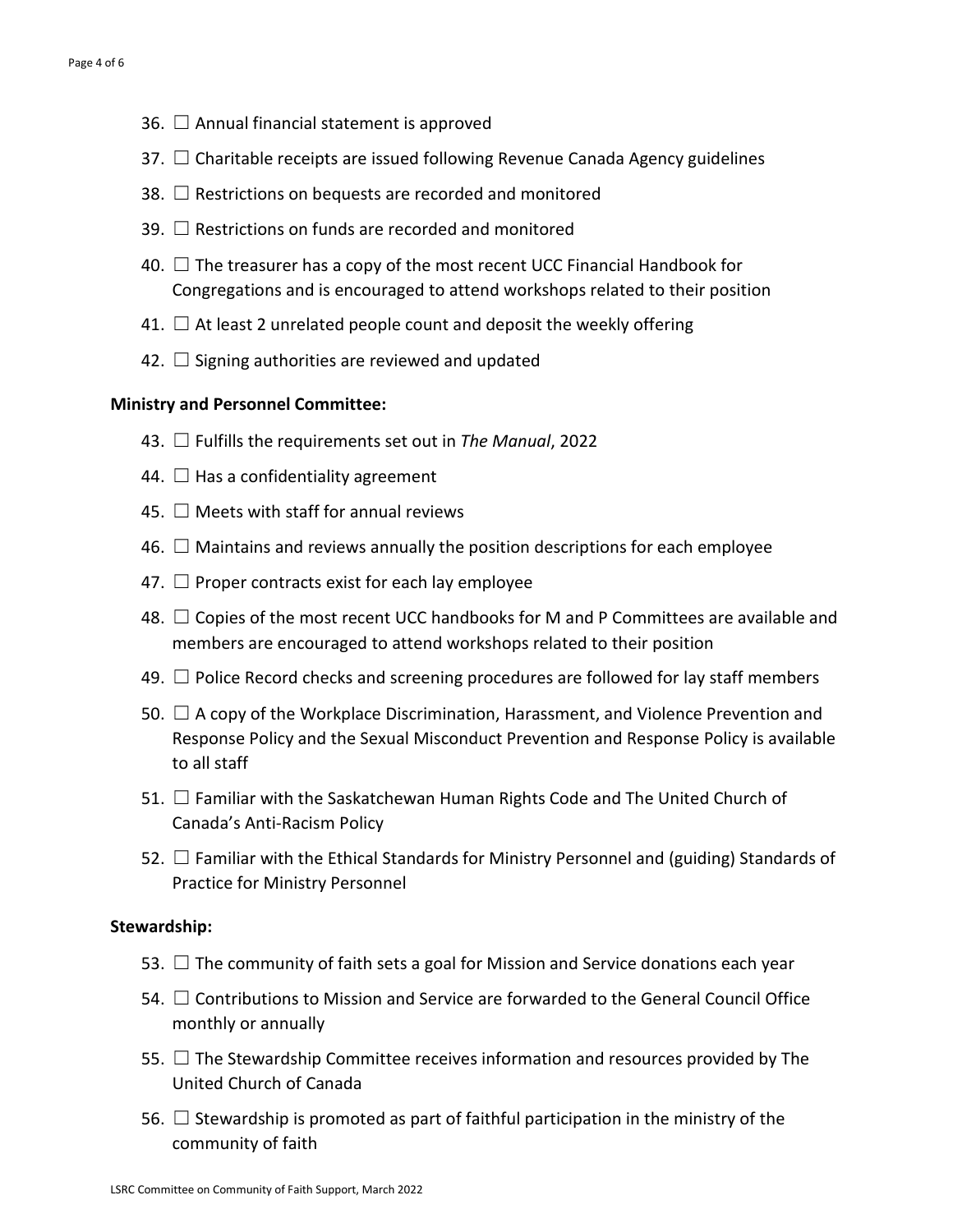36. ☐ Annual financial statement is approved
37. ☐ Charitable receipts are issued following Revenue Canada Agency guidelines
38. ☐ Restrictions on bequests are recorded and monitored
39. ☐ Restrictions on funds are recorded and monitored
40. ☐ The treasurer has a copy of the most recent UCC Financial Handbook for Congregations and is encouraged to attend workshops related to their position
41. ☐ At least 2 unrelated people count and deposit the weekly offering
42. ☐ Signing authorities are reviewed and updated

**Ministry and Personnel Committee:**

43. ☐ Fulfills the requirements set out in *The Manual*, 2022
44. ☐ Has a confidentiality agreement
45. ☐ Meets with staff for annual reviews
46. ☐ Maintains and reviews annually the position descriptions for each employee
47. ☐ Proper contracts exist for each lay employee
48. ☐ Copies of the most recent UCC handbooks for M and P Committees are available and members are encouraged to attend workshops related to their position
49. ☐ Police Record checks and screening procedures are followed for lay staff members
50. ☐ A copy of the Workplace Discrimination, Harassment, and Violence Prevention and Response Policy and the Sexual Misconduct Prevention and Response Policy is available to all staff
51. ☐ Familiar with the Saskatchewan Human Rights Code and The United Church of Canada's Anti-Racism Policy
52. ☐ Familiar with the Ethical Standards for Ministry Personnel and (guiding) Standards of Practice for Ministry Personnel

**Stewardship:**

53. ☐ The community of faith sets a goal for Mission and Service donations each year
54. ☐ Contributions to Mission and Service are forwarded to the General Council Office monthly or annually
55. ☐ The Stewardship Committee receives information and resources provided by The United Church of Canada
56. ☐ Stewardship is promoted as part of faithful participation in the ministry of the community of faith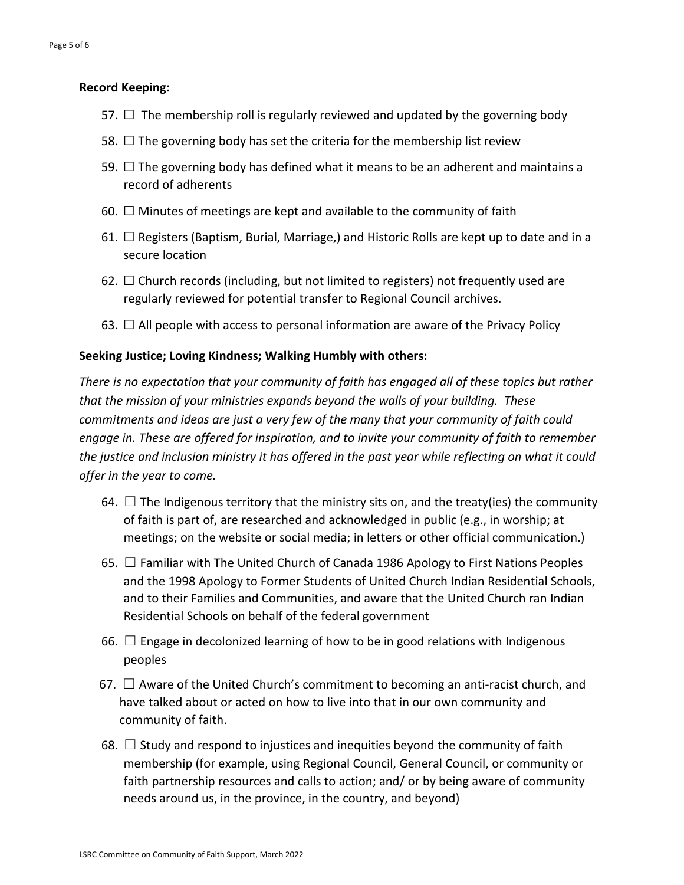**Record Keeping:**

57. ☐ The membership roll is regularly reviewed and updated by the governing body
58. ☐ The governing body has set the criteria for the membership list review
59. ☐ The governing body has defined what it means to be an adherent and maintains a record of adherents
60. ☐ Minutes of meetings are kept and available to the community of faith
61. ☐ Registers (Baptism, Burial, Marriage,) and Historic Rolls are kept up to date and in a secure location
62. ☐ Church records (including, but not limited to registers) not frequently used are regularly reviewed for potential transfer to Regional Council archives.
63. ☐ All people with access to personal information are aware of the Privacy Policy

**Seeking Justice; Loving Kindness; Walking Humbly with others:**

*There is no expectation that your community of faith has engaged all of these topics but rather that the mission of your ministries expands beyond the walls of your building. These commitments and ideas are just a very few of the many that your community of faith could engage in. These are offered for inspiration, and to invite your community of faith to remember the justice and inclusion ministry it has offered in the past year while reflecting on what it could offer in the year to come.*

64. ☐ The Indigenous territory that the ministry sits on, and the treaty(ies) the community of faith is part of, are researched and acknowledged in public (e.g., in worship; at meetings; on the website or social media; in letters or other official communication.)
65. ☐ Familiar with The United Church of Canada 1986 Apology to First Nations Peoples and the 1998 Apology to Former Students of United Church Indian Residential Schools, and to their Families and Communities, and aware that the United Church ran Indian Residential Schools on behalf of the federal government
66. ☐ Engage in decolonized learning of how to be in good relations with Indigenous peoples
67. ☐ Aware of the United Church's commitment to becoming an anti-racist church, and have talked about or acted on how to live into that in our own community and community of faith.
68. ☐ Study and respond to injustices and inequities beyond the community of faith membership (for example, using Regional Council, General Council, or community or faith partnership resources and calls to action; and/ or by being aware of community needs around us, in the province, in the country, and beyond)

LSRC Committee on Community of Faith Support, March 2022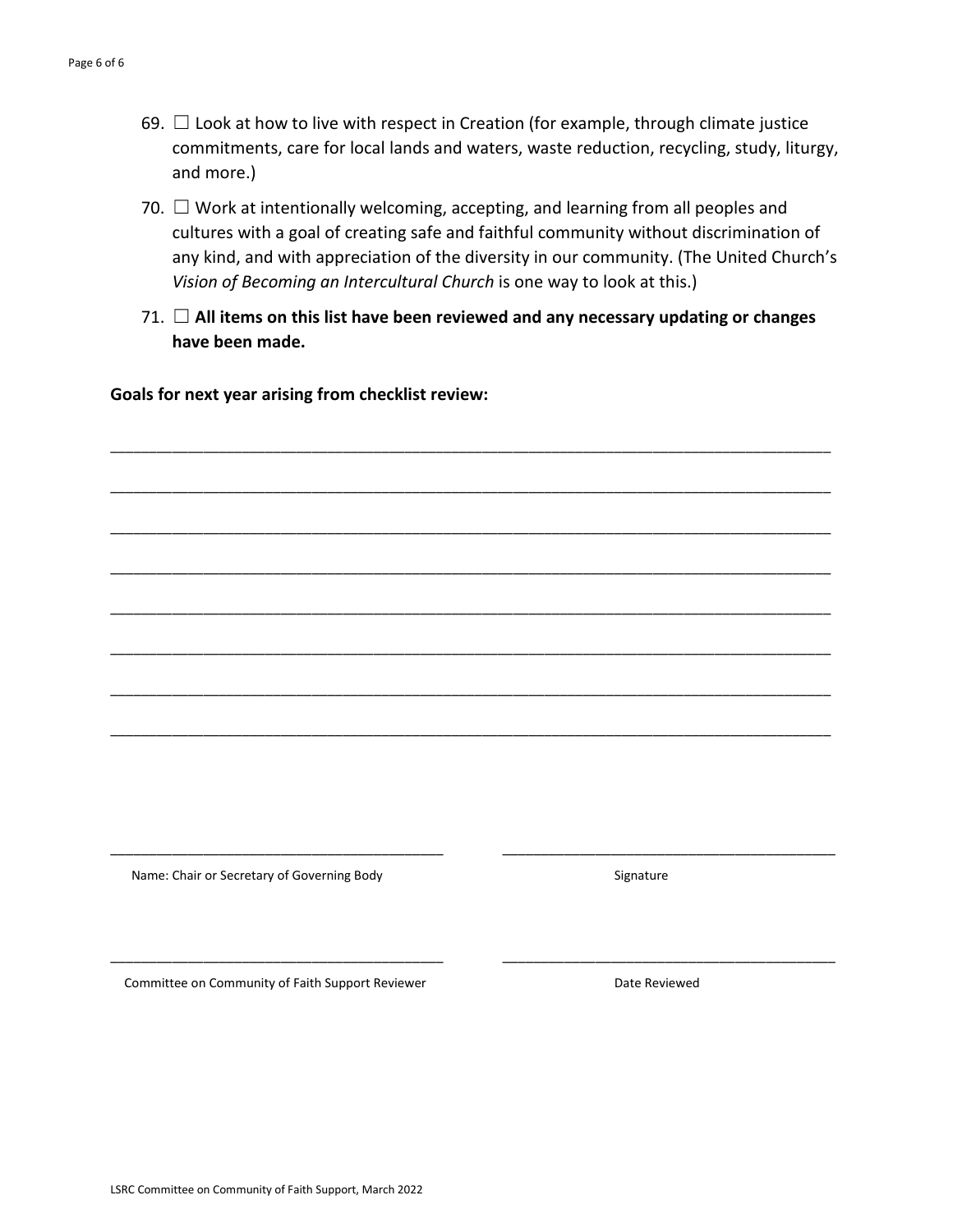69. ☐ Look at how to live with respect in Creation (for example, through climate justice commitments, care for local lands and waters, waste reduction, recycling, study, liturgy, and more.)

70. ☐ Work at intentionally welcoming, accepting, and learning from all peoples and cultures with a goal of creating safe and faithful community without discrimination of any kind, and with appreciation of the diversity in our community. (The United Church's *Vision of Becoming an Intercultural Church* is one way to look at this.)

71. ☐ **All items on this list have been reviewed and any necessary updating or changes have been made.**

**Goals for next year arising from checklist review:**

_______________________________________________________________________________

_______________________________________________________________________________

_______________________________________________________________________________

_______________________________________________________________________________

_______________________________________________________________________________

_______________________________________________________________________________

_______________________________________________________________________________

_______________________________________________________________________________

| | |
|---|---|
| ______________________________________ | ______________________________________ |
| Name: Chair or Secretary of Governing Body | Signature |
| ______________________________________ | ______________________________________ |
| Committee on Community of Faith Support Reviewer | Date Reviewed |

LSRC Committee on Community of Faith Support, March 2022